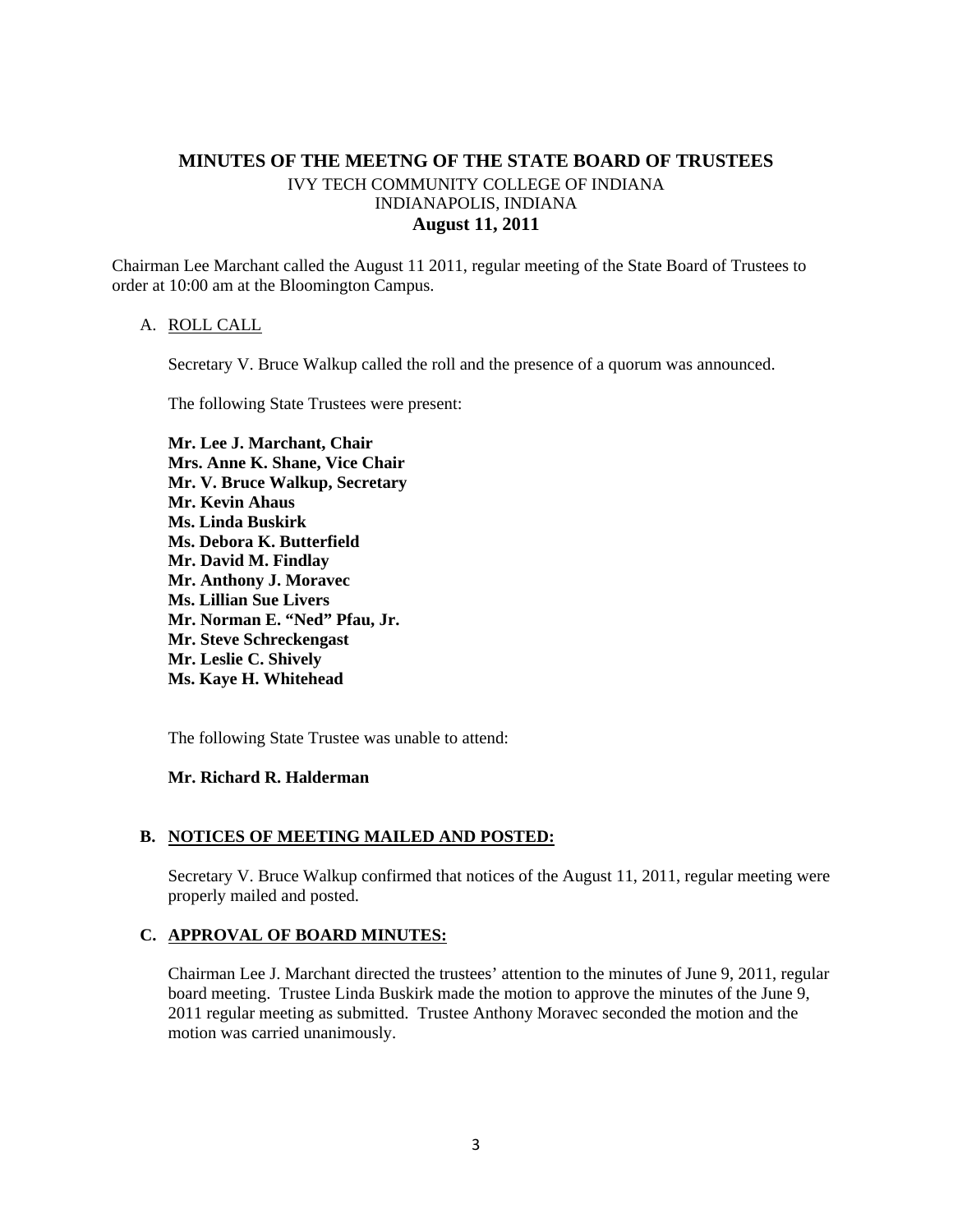# MINUTES OF THE MEETNG OF THE STATE BOARD OF TRUSTEES

IVY TECH COMMUNITY COLLEGE OF INDIANA
INDIANAPOLIS, INDIANA
**August 11, 2011**

Chairman Lee Marchant called the August 11 2011, regular meeting of the State Board of Trustees to order at 10:00 am at the Bloomington Campus.

A. ROLL CALL

Secretary V. Bruce Walkup called the roll and the presence of a quorum was announced.

The following State Trustees were present:

**Mr. Lee J. Marchant, Chair**
**Mrs. Anne K. Shane, Vice Chair**
**Mr. V. Bruce Walkup, Secretary**
**Mr. Kevin Ahaus**
**Ms. Linda Buskirk**
**Ms. Debora K. Butterfield**
**Mr. David M. Findlay**
**Mr. Anthony J. Moravec**
**Ms. Lillian Sue Livers**
**Mr. Norman E. "Ned" Pfau, Jr.**
**Mr. Steve Schreckengast**
**Mr. Leslie C. Shively**
**Ms. Kaye H. Whitehead**

The following State Trustee was unable to attend:

**Mr. Richard R. Halderman**

**B. NOTICES OF MEETING MAILED AND POSTED:**

Secretary V. Bruce Walkup confirmed that notices of the August 11, 2011, regular meeting were properly mailed and posted.

**C. APPROVAL OF BOARD MINUTES:**

Chairman Lee J. Marchant directed the trustees' attention to the minutes of June 9, 2011, regular board meeting. Trustee Linda Buskirk made the motion to approve the minutes of the June 9, 2011 regular meeting as submitted. Trustee Anthony Moravec seconded the motion and the motion was carried unanimously.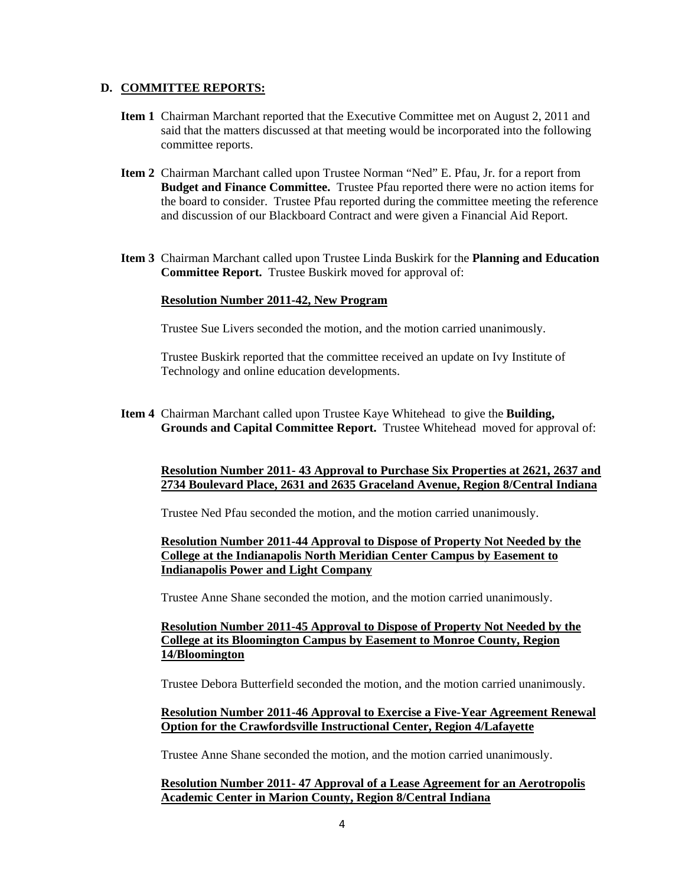## D. COMMITTEE REPORTS:

**Item 1** Chairman Marchant reported that the Executive Committee met on August 2, 2011 and said that the matters discussed at that meeting would be incorporated into the following committee reports.

**Item 2** Chairman Marchant called upon Trustee Norman "Ned" E. Pfau, Jr. for a report from **Budget and Finance Committee.** Trustee Pfau reported there were no action items for the board to consider. Trustee Pfau reported during the committee meeting the reference and discussion of our Blackboard Contract and were given a Financial Aid Report.

**Item 3** Chairman Marchant called upon Trustee Linda Buskirk for the **Planning and Education Committee Report.** Trustee Buskirk moved for approval of:

**Resolution Number 2011-42, New Program**

Trustee Sue Livers seconded the motion, and the motion carried unanimously.

Trustee Buskirk reported that the committee received an update on Ivy Institute of Technology and online education developments.

**Item 4** Chairman Marchant called upon Trustee Kaye Whitehead to give the **Building, Grounds and Capital Committee Report.** Trustee Whitehead moved for approval of:

**Resolution Number 2011- 43 Approval to Purchase Six Properties at 2621, 2637 and 2734 Boulevard Place, 2631 and 2635 Graceland Avenue, Region 8/Central Indiana**

Trustee Ned Pfau seconded the motion, and the motion carried unanimously.

**Resolution Number 2011-44 Approval to Dispose of Property Not Needed by the College at the Indianapolis North Meridian Center Campus by Easement to Indianapolis Power and Light Company**

Trustee Anne Shane seconded the motion, and the motion carried unanimously.

**Resolution Number 2011-45 Approval to Dispose of Property Not Needed by the College at its Bloomington Campus by Easement to Monroe County, Region 14/Bloomington**

Trustee Debora Butterfield seconded the motion, and the motion carried unanimously.

**Resolution Number 2011-46 Approval to Exercise a Five-Year Agreement Renewal Option for the Crawfordsville Instructional Center, Region 4/Lafayette**

Trustee Anne Shane seconded the motion, and the motion carried unanimously.

**Resolution Number 2011- 47 Approval of a Lease Agreement for an Aerotropolis Academic Center in Marion County, Region 8/Central Indiana**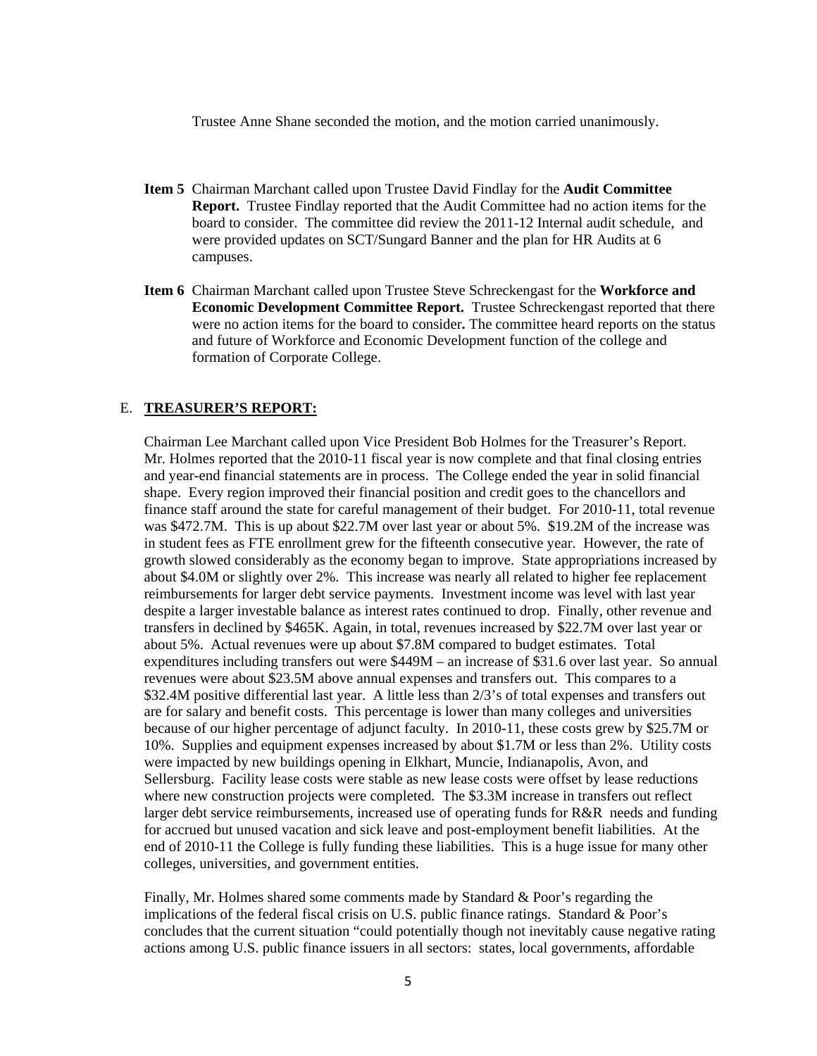Trustee Anne Shane seconded the motion, and the motion carried unanimously.

**Item 5** Chairman Marchant called upon Trustee David Findlay for the **Audit Committee Report.** Trustee Findlay reported that the Audit Committee had no action items for the board to consider. The committee did review the 2011-12 Internal audit schedule, and were provided updates on SCT/Sungard Banner and the plan for HR Audits at 6 campuses.

**Item 6** Chairman Marchant called upon Trustee Steve Schreckengast for the **Workforce and Economic Development Committee Report.** Trustee Schreckengast reported that there were no action items for the board to consider**.** The committee heard reports on the status and future of Workforce and Economic Development function of the college and formation of Corporate College.

E. **TREASURER'S REPORT:**

Chairman Lee Marchant called upon Vice President Bob Holmes for the Treasurer's Report. Mr. Holmes reported that the 2010-11 fiscal year is now complete and that final closing entries and year-end financial statements are in process. The College ended the year in solid financial shape. Every region improved their financial position and credit goes to the chancellors and finance staff around the state for careful management of their budget. For 2010-11, total revenue was $472.7M. This is up about $22.7M over last year or about 5%. $19.2M of the increase was in student fees as FTE enrollment grew for the fifteenth consecutive year. However, the rate of growth slowed considerably as the economy began to improve. State appropriations increased by about $4.0M or slightly over 2%. This increase was nearly all related to higher fee replacement reimbursements for larger debt service payments. Investment income was level with last year despite a larger investable balance as interest rates continued to drop. Finally, other revenue and transfers in declined by $465K. Again, in total, revenues increased by $22.7M over last year or about 5%. Actual revenues were up about $7.8M compared to budget estimates. Total expenditures including transfers out were $449M – an increase of $31.6 over last year. So annual revenues were about $23.5M above annual expenses and transfers out. This compares to a $32.4M positive differential last year. A little less than 2/3's of total expenses and transfers out are for salary and benefit costs. This percentage is lower than many colleges and universities because of our higher percentage of adjunct faculty. In 2010-11, these costs grew by $25.7M or 10%. Supplies and equipment expenses increased by about $1.7M or less than 2%. Utility costs were impacted by new buildings opening in Elkhart, Muncie, Indianapolis, Avon, and Sellersburg. Facility lease costs were stable as new lease costs were offset by lease reductions where new construction projects were completed. The $3.3M increase in transfers out reflect larger debt service reimbursements, increased use of operating funds for R&R needs and funding for accrued but unused vacation and sick leave and post-employment benefit liabilities. At the end of 2010-11 the College is fully funding these liabilities. This is a huge issue for many other colleges, universities, and government entities.

Finally, Mr. Holmes shared some comments made by Standard & Poor's regarding the implications of the federal fiscal crisis on U.S. public finance ratings. Standard & Poor's concludes that the current situation "could potentially though not inevitably cause negative rating actions among U.S. public finance issuers in all sectors: states, local governments, affordable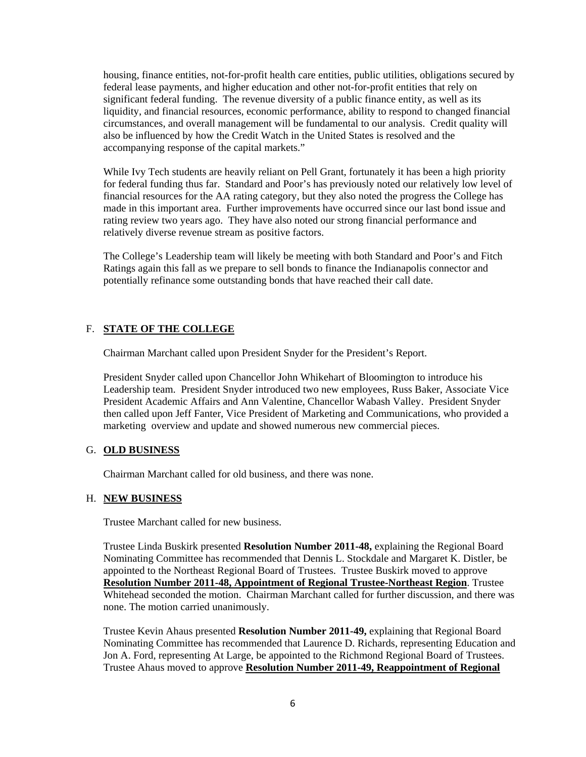housing, finance entities, not-for-profit health care entities, public utilities, obligations secured by federal lease payments, and higher education and other not-for-profit entities that rely on significant federal funding. The revenue diversity of a public finance entity, as well as its liquidity, and financial resources, economic performance, ability to respond to changed financial circumstances, and overall management will be fundamental to our analysis. Credit quality will also be influenced by how the Credit Watch in the United States is resolved and the accompanying response of the capital markets."

While Ivy Tech students are heavily reliant on Pell Grant, fortunately it has been a high priority for federal funding thus far. Standard and Poor's has previously noted our relatively low level of financial resources for the AA rating category, but they also noted the progress the College has made in this important area. Further improvements have occurred since our last bond issue and rating review two years ago. They have also noted our strong financial performance and relatively diverse revenue stream as positive factors.

The College's Leadership team will likely be meeting with both Standard and Poor's and Fitch Ratings again this fall as we prepare to sell bonds to finance the Indianapolis connector and potentially refinance some outstanding bonds that have reached their call date.

F. **STATE OF THE COLLEGE**

Chairman Marchant called upon President Snyder for the President's Report.

President Snyder called upon Chancellor John Whikehart of Bloomington to introduce his Leadership team. President Snyder introduced two new employees, Russ Baker, Associate Vice President Academic Affairs and Ann Valentine, Chancellor Wabash Valley. President Snyder then called upon Jeff Fanter, Vice President of Marketing and Communications, who provided a marketing overview and update and showed numerous new commercial pieces.

G. **OLD BUSINESS**

Chairman Marchant called for old business, and there was none.

H. **NEW BUSINESS**

Trustee Marchant called for new business.

Trustee Linda Buskirk presented **Resolution Number 2011-48,** explaining the Regional Board Nominating Committee has recommended that Dennis L. Stockdale and Margaret K. Distler, be appointed to the Northeast Regional Board of Trustees. Trustee Buskirk moved to approve **Resolution Number 2011-48, Appointment of Regional Trustee-Northeast Region**. Trustee Whitehead seconded the motion. Chairman Marchant called for further discussion, and there was none. The motion carried unanimously.

Trustee Kevin Ahaus presented **Resolution Number 2011-49,** explaining that Regional Board Nominating Committee has recommended that Laurence D. Richards, representing Education and Jon A. Ford, representing At Large, be appointed to the Richmond Regional Board of Trustees. Trustee Ahaus moved to approve **Resolution Number 2011-49, Reappointment of Regional**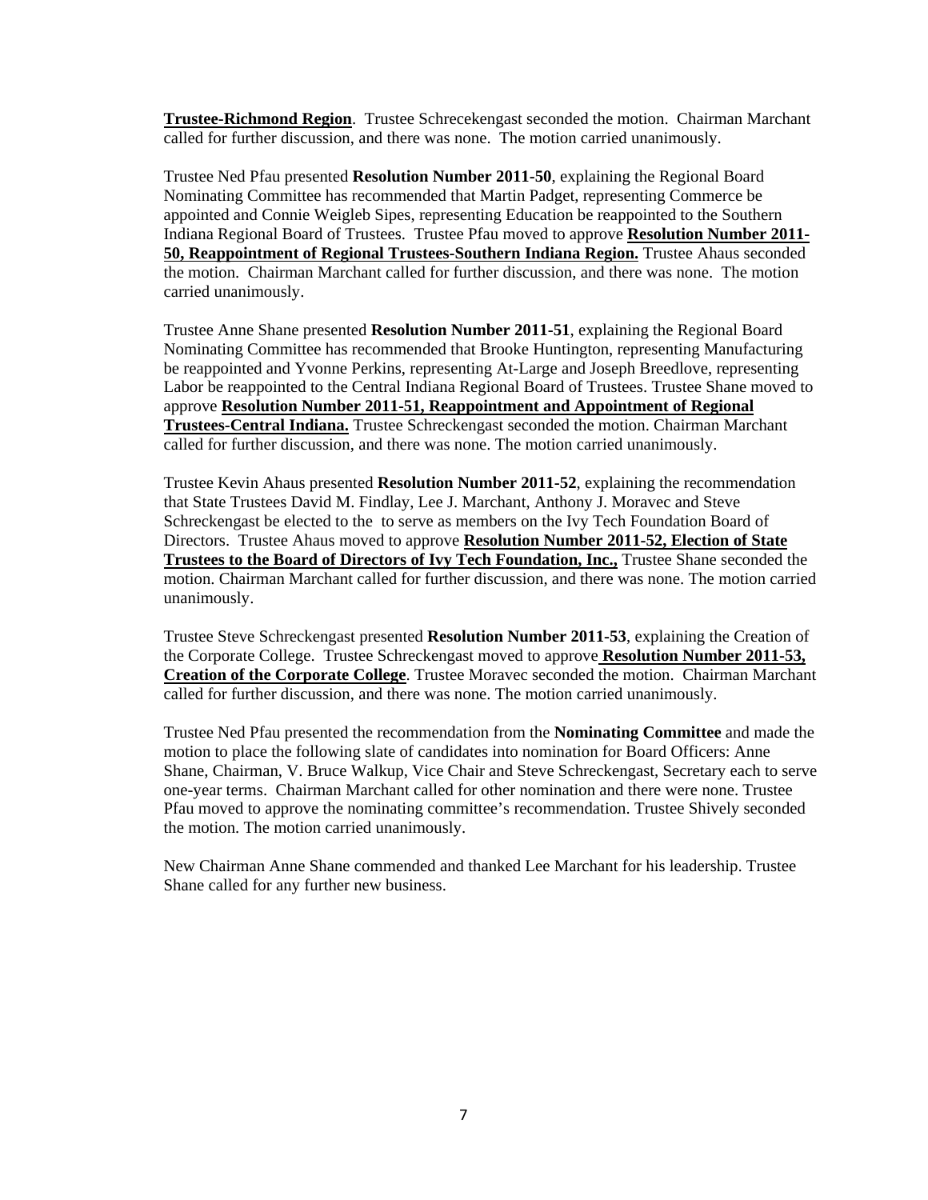**Trustee-Richmond Region**. Trustee Schrecekengast seconded the motion. Chairman Marchant called for further discussion, and there was none. The motion carried unanimously.

Trustee Ned Pfau presented **Resolution Number 2011-50**, explaining the Regional Board Nominating Committee has recommended that Martin Padget, representing Commerce be appointed and Connie Weigleb Sipes, representing Education be reappointed to the Southern Indiana Regional Board of Trustees. Trustee Pfau moved to approve **Resolution Number 2011-50, Reappointment of Regional Trustees-Southern Indiana Region.** Trustee Ahaus seconded the motion. Chairman Marchant called for further discussion, and there was none. The motion carried unanimously.

Trustee Anne Shane presented **Resolution Number 2011-51**, explaining the Regional Board Nominating Committee has recommended that Brooke Huntington, representing Manufacturing be reappointed and Yvonne Perkins, representing At-Large and Joseph Breedlove, representing Labor be reappointed to the Central Indiana Regional Board of Trustees. Trustee Shane moved to approve **Resolution Number 2011-51, Reappointment and Appointment of Regional Trustees-Central Indiana.** Trustee Schreckengast seconded the motion. Chairman Marchant called for further discussion, and there was none. The motion carried unanimously.

Trustee Kevin Ahaus presented **Resolution Number 2011-52**, explaining the recommendation that State Trustees David M. Findlay, Lee J. Marchant, Anthony J. Moravec and Steve Schreckengast be elected to the to serve as members on the Ivy Tech Foundation Board of Directors. Trustee Ahaus moved to approve **Resolution Number 2011-52, Election of State Trustees to the Board of Directors of Ivy Tech Foundation, Inc.,** Trustee Shane seconded the motion. Chairman Marchant called for further discussion, and there was none. The motion carried unanimously.

Trustee Steve Schreckengast presented **Resolution Number 2011-53**, explaining the Creation of the Corporate College. Trustee Schreckengast moved to approve **Resolution Number 2011-53, Creation of the Corporate College**. Trustee Moravec seconded the motion. Chairman Marchant called for further discussion, and there was none. The motion carried unanimously.

Trustee Ned Pfau presented the recommendation from the **Nominating Committee** and made the motion to place the following slate of candidates into nomination for Board Officers: Anne Shane, Chairman, V. Bruce Walkup, Vice Chair and Steve Schreckengast, Secretary each to serve one-year terms. Chairman Marchant called for other nomination and there were none. Trustee Pfau moved to approve the nominating committee's recommendation. Trustee Shively seconded the motion. The motion carried unanimously.

New Chairman Anne Shane commended and thanked Lee Marchant for his leadership. Trustee Shane called for any further new business.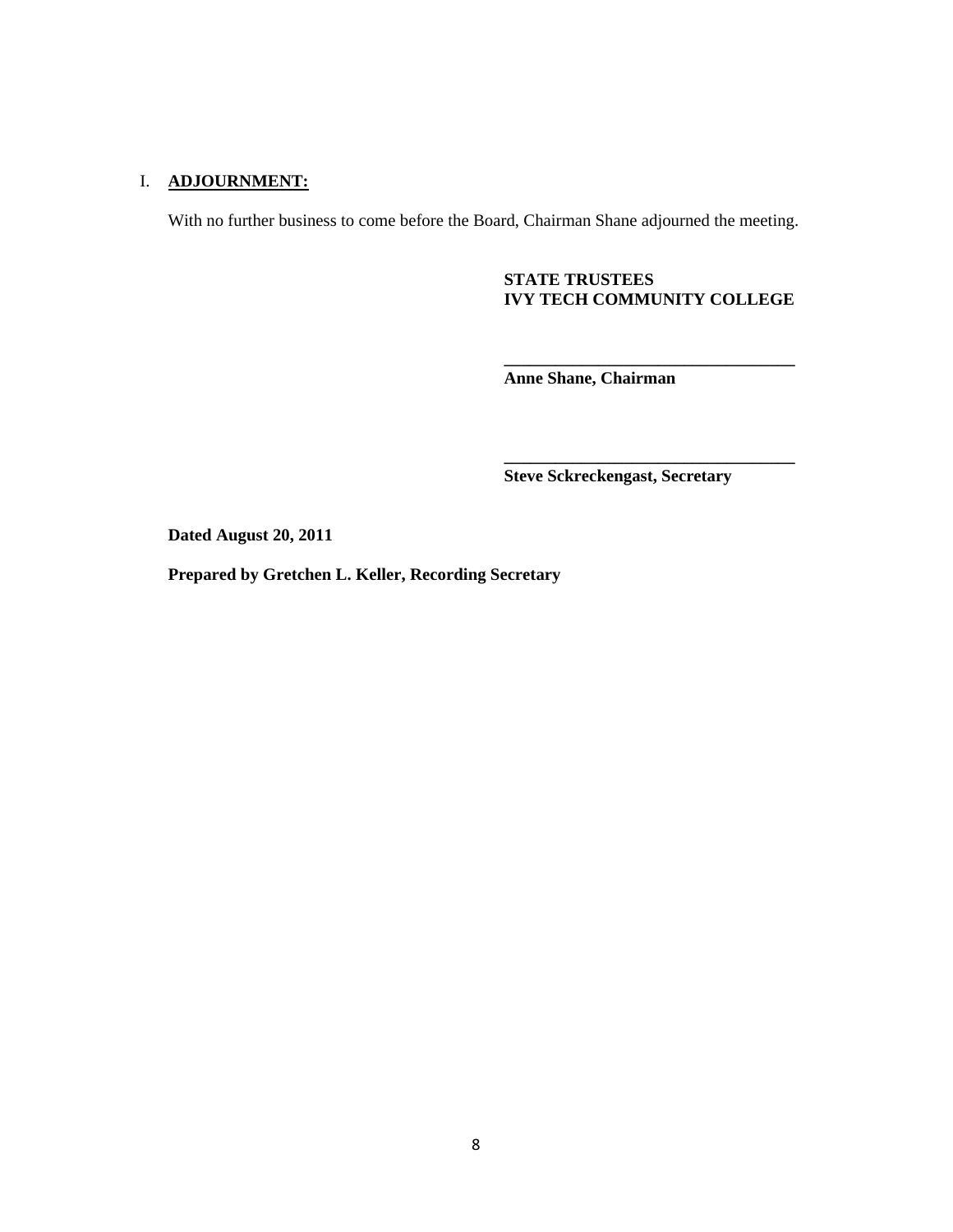I. **ADJOURNMENT:**

With no further business to come before the Board, Chairman Shane adjourned the meeting.

**STATE TRUSTEES**
**IVY TECH COMMUNITY COLLEGE**

**___________________________________**
**Anne Shane, Chairman**

**___________________________________**
**Steve Sckreckengast, Secretary**

**Dated August 20, 2011**

**Prepared by Gretchen L. Keller, Recording Secretary**